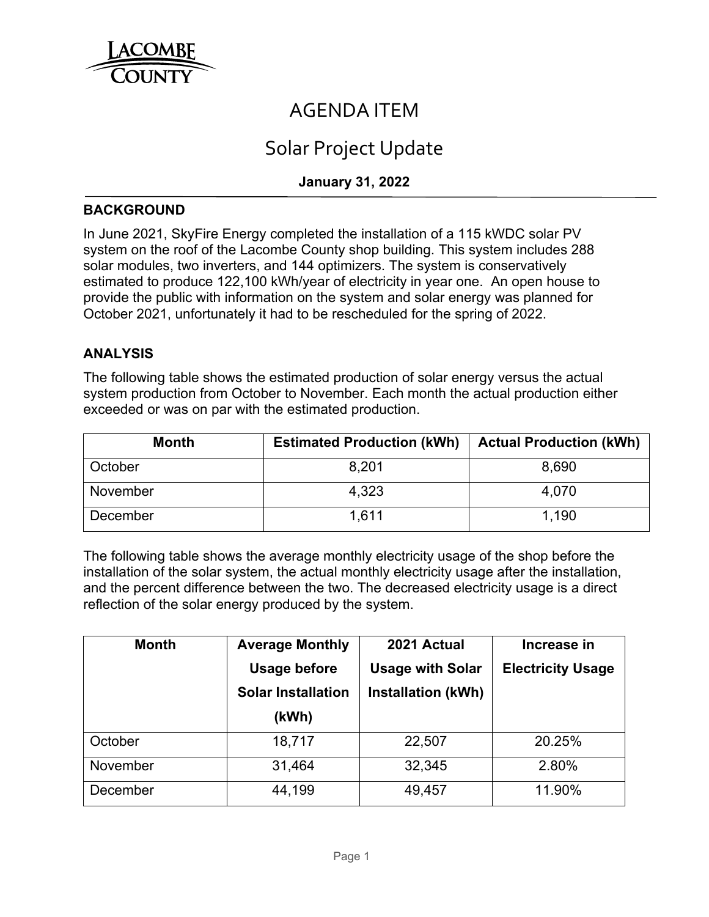LACOMBE COUNTY

# AGENDA ITEM

# Solar Project Update

**January 31, 2022**

## BACKGROUND

In June 2021, SkyFire Energy completed the installation of a 115 kWDC solar PV system on the roof of the Lacombe County shop building. This system includes 288 solar modules, two inverters, and 144 optimizers. The system is conservatively estimated to produce 122,100 kWh/year of electricity in year one. An open house to provide the public with information on the system and solar energy was planned for October 2021, unfortunately it had to be rescheduled for the spring of 2022.

## ANALYSIS

The following table shows the estimated production of solar energy versus the actual system production from October to November. Each month the actual production either exceeded or was on par with the estimated production.

| Month | Estimated Production (kWh) | Actual Production (kWh) |
|---|---|---|
| October | 8,201 | 8,690 |
| November | 4,323 | 4,070 |
| December | 1,611 | 1,190 |

The following table shows the average monthly electricity usage of the shop before the installation of the solar system, the actual monthly electricity usage after the installation, and the percent difference between the two. The decreased electricity usage is a direct reflection of the solar energy produced by the system.

| Month | Average Monthly Usage before Solar Installation (kWh) | 2021 Actual Usage with Solar Installation (kWh) | Increase in Electricity Usage |
|---|---|---|---|
| October | 18,717 | 22,507 | 20.25% |
| November | 31,464 | 32,345 | 2.80% |
| December | 44,199 | 49,457 | 11.90% |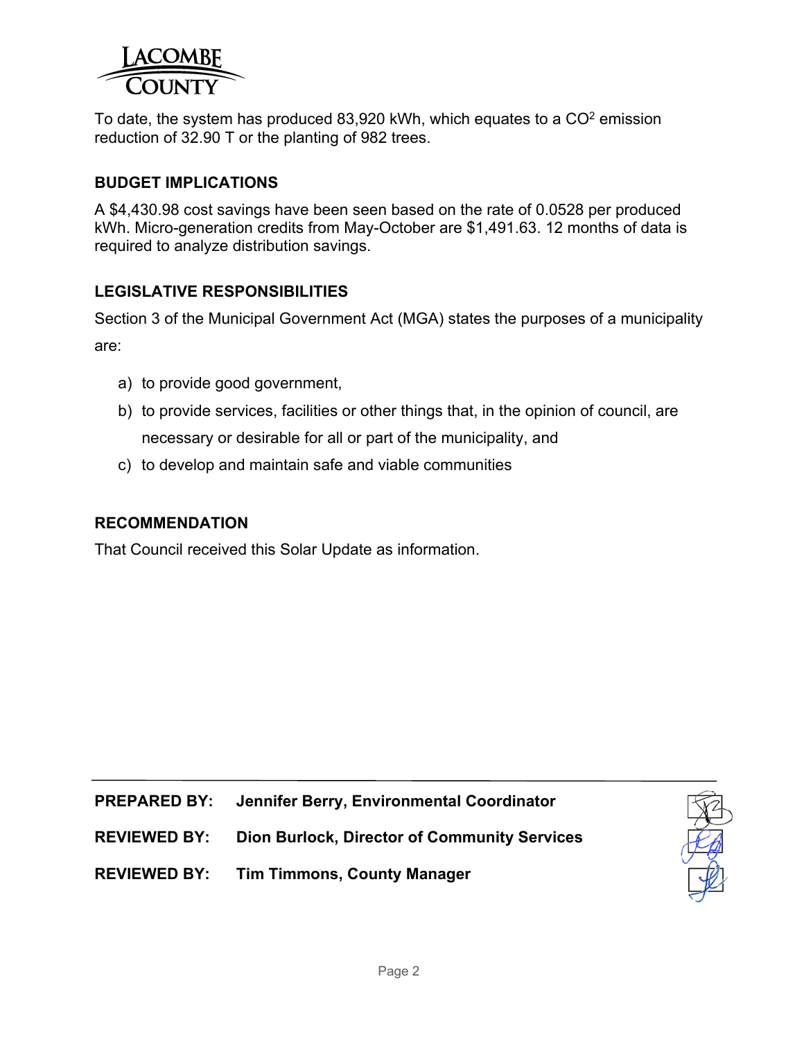To date, the system has produced 83,920 kWh, which equates to a $CO^2$ emission reduction of 32.90 T or the planting of 982 trees.

## BUDGET IMPLICATIONS

A $4,430.98 cost savings have been seen based on the rate of 0.0528 per produced kWh. Micro-generation credits from May-October are $1,491.63. 12 months of data is required to analyze distribution savings.

## LEGISLATIVE RESPONSIBILITIES

Section 3 of the Municipal Government Act (MGA) states the purposes of a municipality are:

a) to provide good government,
b) to provide services, facilities or other things that, in the opinion of council, are necessary or desirable for all or part of the municipality, and
c) to develop and maintain safe and viable communities

## RECOMMENDATION

That Council received this Solar Update as information.

---

**PREPARED BY:** **Jennifer Berry, Environmental Coordinator**

**REVIEWED BY:** **Dion Burlock, Director of Community Services**

**REVIEWED BY:** **Tim Timmons, County Manager**